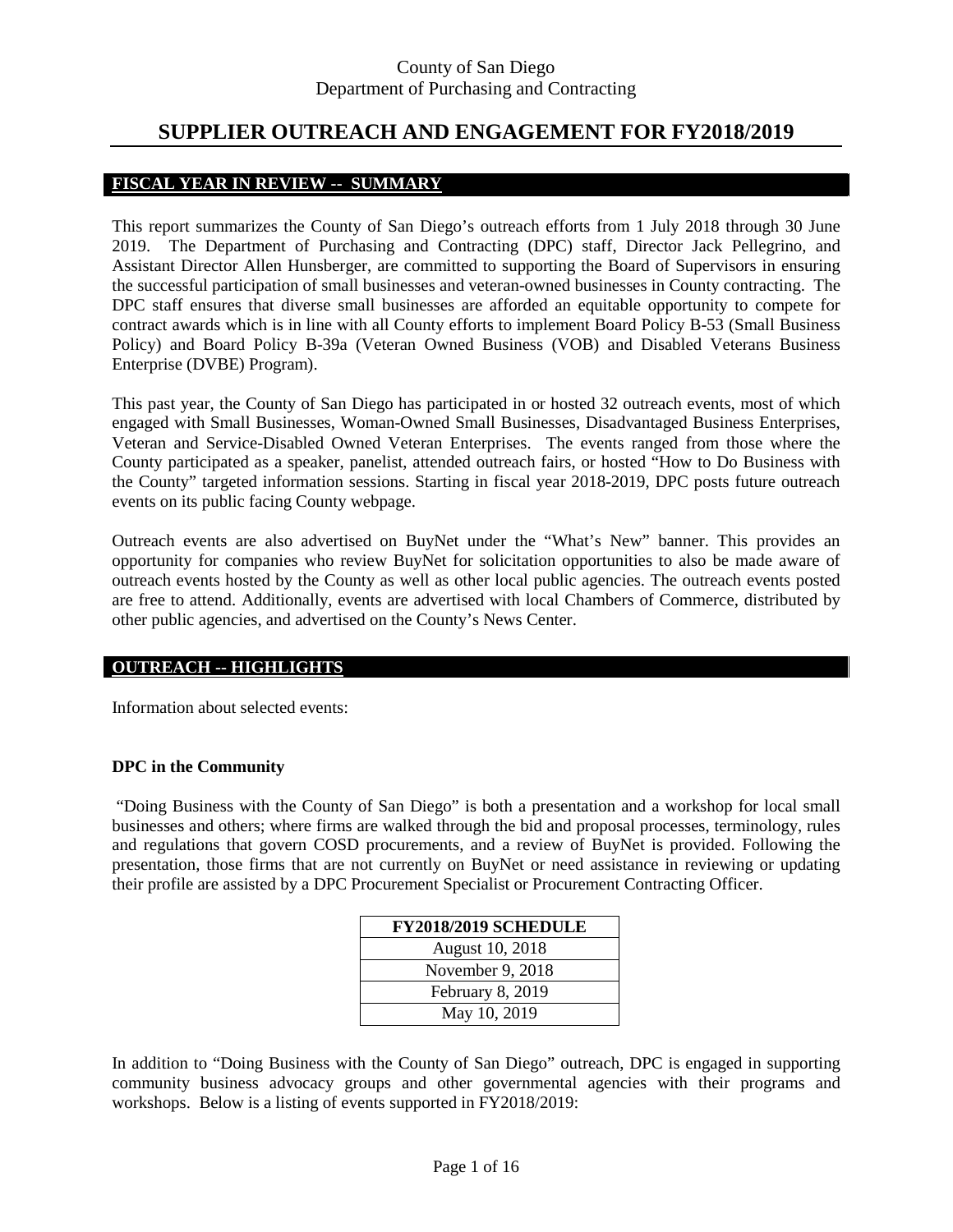County of San Diego
Department of Purchasing and Contracting

# SUPPLIER OUTREACH AND ENGAGEMENT FOR FY2018/2019

## FISCAL YEAR IN REVIEW -- SUMMARY

This report summarizes the County of San Diego's outreach efforts from 1 July 2018 through 30 June 2019. The Department of Purchasing and Contracting (DPC) staff, Director Jack Pellegrino, and Assistant Director Allen Hunsberger, are committed to supporting the Board of Supervisors in ensuring the successful participation of small businesses and veteran-owned businesses in County contracting. The DPC staff ensures that diverse small businesses are afforded an equitable opportunity to compete for contract awards which is in line with all County efforts to implement Board Policy B-53 (Small Business Policy) and Board Policy B-39a (Veteran Owned Business (VOB) and Disabled Veterans Business Enterprise (DVBE) Program).

This past year, the County of San Diego has participated in or hosted 32 outreach events, most of which engaged with Small Businesses, Woman-Owned Small Businesses, Disadvantaged Business Enterprises, Veteran and Service-Disabled Owned Veteran Enterprises. The events ranged from those where the County participated as a speaker, panelist, attended outreach fairs, or hosted "How to Do Business with the County" targeted information sessions. Starting in fiscal year 2018-2019, DPC posts future outreach events on its public facing County webpage.

Outreach events are also advertised on BuyNet under the "What's New" banner. This provides an opportunity for companies who review BuyNet for solicitation opportunities to also be made aware of outreach events hosted by the County as well as other local public agencies. The outreach events posted are free to attend. Additionally, events are advertised with local Chambers of Commerce, distributed by other public agencies, and advertised on the County's News Center.

## OUTREACH -- HIGHLIGHTS

Information about selected events:

### DPC in the Community

"Doing Business with the County of San Diego" is both a presentation and a workshop for local small businesses and others; where firms are walked through the bid and proposal processes, terminology, rules and regulations that govern COSD procurements, and a review of BuyNet is provided. Following the presentation, those firms that are not currently on BuyNet or need assistance in reviewing or updating their profile are assisted by a DPC Procurement Specialist or Procurement Contracting Officer.

| FY2018/2019 SCHEDULE |
|---|
| August 10, 2018 |
| November 9, 2018 |
| February 8, 2019 |
| May 10, 2019 |

In addition to "Doing Business with the County of San Diego" outreach, DPC is engaged in supporting community business advocacy groups and other governmental agencies with their programs and workshops. Below is a listing of events supported in FY2018/2019: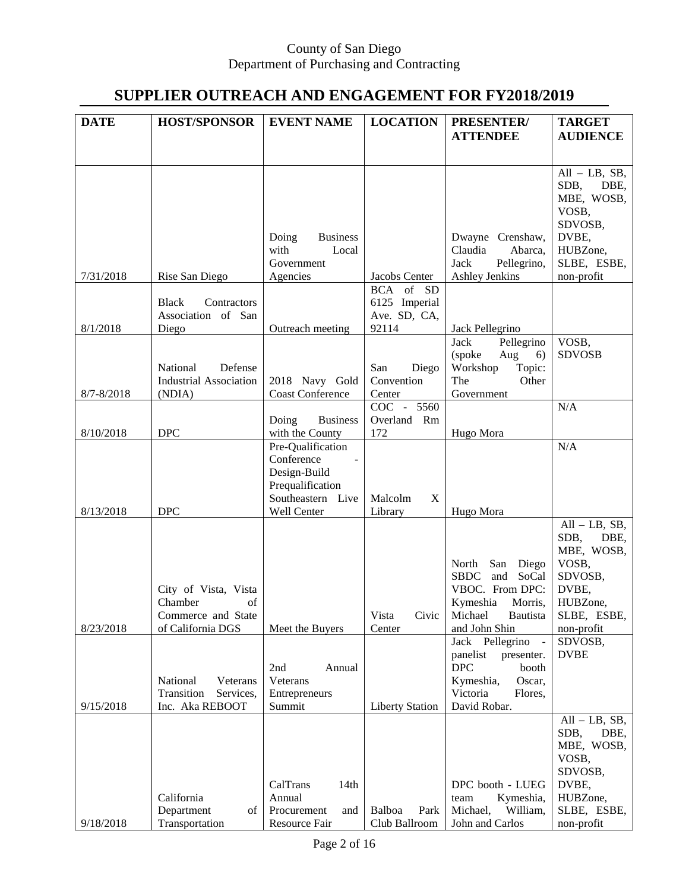County of San Diego
Department of Purchasing and Contracting

# SUPPLIER OUTREACH AND ENGAGEMENT FOR FY2018/2019

| DATE | HOST/SPONSOR | EVENT NAME | LOCATION | PRESENTER/ ATTENDEE | TARGET AUDIENCE |
|---|---|---|---|---|---|
| 7/31/2018 | Rise San Diego | Doing Business with Local Government Agencies | Jacobs Center | Dwayne Crenshaw, Claudia Abarca, Jack Pellegrino, Ashley Jenkins | All – LB, SB, SDB, DBE, MBE, WOSB, VOSB, SDVOSB, DVBE, HUBZone, SLBE, ESBE, non-profit |
| 8/1/2018 | Black Contractors Association of San Diego | Outreach meeting | BCA of SD 6125 Imperial Ave. SD, CA, 92114 | Jack Pellegrino | |
| 8/7-8/2018 | National Defense Industrial Association (NDIA) | 2018 Navy Gold Coast Conference | San Diego Convention Center | Jack Pellegrino (spoke Aug 6) Workshop Topic: The Other Government | VOSB, SDVOSB |
| 8/10/2018 | DPC | Doing Business with the County | COC - 5560 Overland Rm 172 | Hugo Mora | N/A |
| 8/13/2018 | DPC | Pre-Qualification Conference - Design-Build Prequalification Southeastern Live Well Center | Malcolm X Library | Hugo Mora | N/A |
| 8/23/2018 | City of Vista, Vista Chamber of Commerce and State of California DGS | Meet the Buyers | Vista Civic Center | North San Diego SBDC and SoCal VBOC. From DPC: Kymeshia Morris, Michael Bautista and John Shin | All – LB, SB, SDB, DBE, MBE, WOSB, VOSB, SDVOSB, DVBE, HUBZone, SLBE, ESBE, non-profit |
| 9/15/2018 | National Veterans Transition Services, Inc. Aka REBOOT | 2nd Annual Veterans Entrepreneurs Summit | Liberty Station | Jack Pellegrino - panelist presenter. DPC booth Kymeshia, Oscar, Victoria Flores, David Robar. | SDVOSB, DVBE |
| 9/18/2018 | California Department of Transportation | CalTrans 14th Annual Procurement and Resource Fair | Balboa Park Club Ballroom | DPC booth - LUEG team Kymeshia, Michael, William, John and Carlos | All – LB, SB, SDB, DBE, MBE, WOSB, VOSB, SDVOSB, DVBE, HUBZone, SLBE, ESBE, non-profit |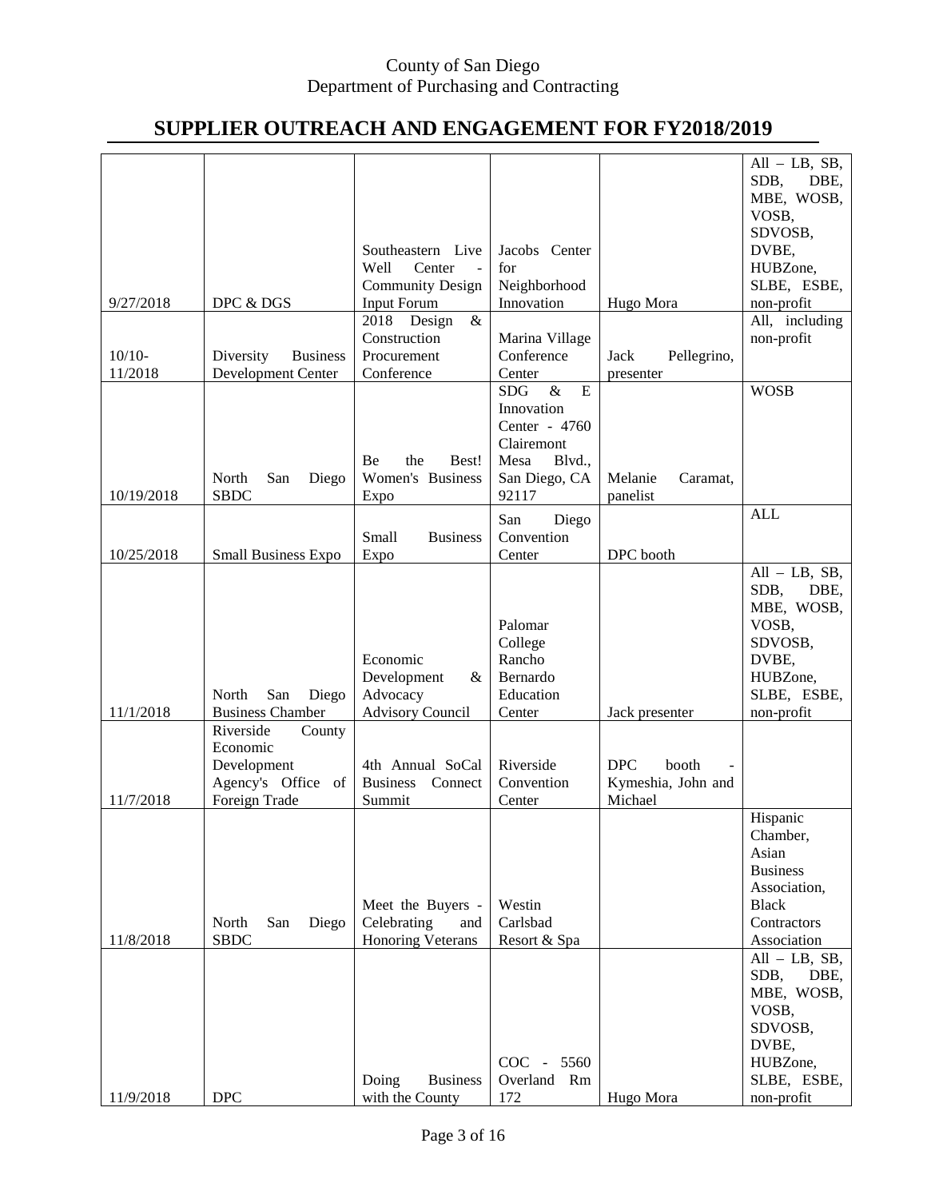County of San Diego
Department of Purchasing and Contracting

# SUPPLIER OUTREACH AND ENGAGEMENT FOR FY2018/2019

| | | | | | |
|---|---|---|---|---|---|
| 9/27/2018 | DPC & DGS | Southeastern Live Well Center - Community Design Input Forum | Jacobs Center for Neighborhood Innovation | Hugo Mora | All – LB, SB, SDB, DBE, MBE, WOSB, VOSB, SDVOSB, DVBE, HUBZone, SLBE, ESBE, non-profit |
| 10/10-11/2018 | Diversity Business Development Center | 2018 Design & Construction Procurement Conference | Marina Village Conference Center | Jack Pellegrino, presenter | All, including non-profit |
| 10/19/2018 | North San Diego SBDC | Be the Best! Women's Business Expo | SDG & E Innovation Center - 4760 Clairemont Mesa Blvd., San Diego, CA 92117 | Melanie Caramat, panelist | WOSB |
| 10/25/2018 | Small Business Expo | Small Business Expo | San Diego Convention Center | DPC booth | ALL |
| 11/1/2018 | North San Diego Business Chamber | Economic Development & Advocacy Advisory Council | Palomar College Rancho Bernardo Education Center | Jack presenter | All – LB, SB, SDB, DBE, MBE, WOSB, VOSB, SDVOSB, DVBE, HUBZone, SLBE, ESBE, non-profit |
| 11/7/2018 | Riverside County Economic Development Agency's Office of Foreign Trade | 4th Annual SoCal Business Connect Summit | Riverside Convention Center | DPC booth - Kymeshia, John and Michael | |
| 11/8/2018 | North San Diego SBDC | Meet the Buyers - Celebrating and Honoring Veterans | Westin Carlsbad Resort & Spa | | Hispanic Chamber, Asian Business Association, Black Contractors Association |
| 11/9/2018 | DPC | Doing Business with the County | COC - 5560 Overland Rm 172 | Hugo Mora | All – LB, SB, SDB, DBE, MBE, WOSB, VOSB, SDVOSB, DVBE, HUBZone, SLBE, ESBE, non-profit |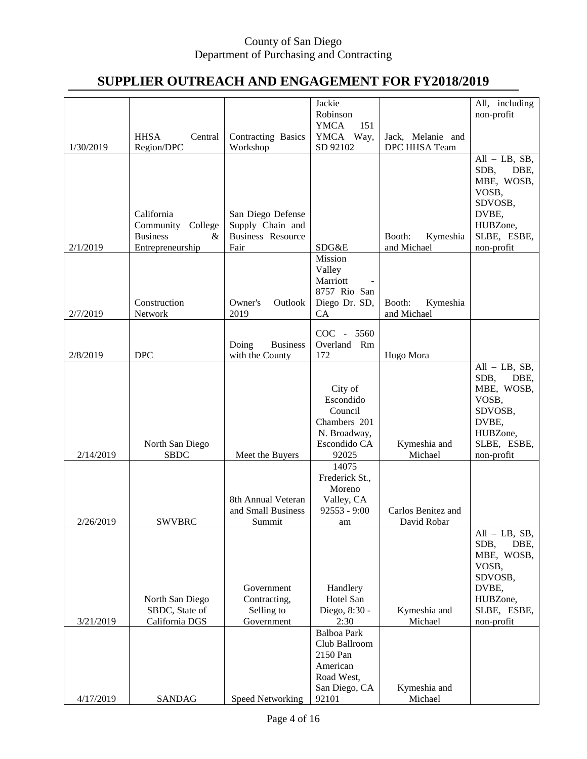County of San Diego
Department of Purchasing and Contracting

# SUPPLIER OUTREACH AND ENGAGEMENT FOR FY2018/2019

| | | | | | |
|---|---|---|---|---|---|
| 1/30/2019 | HHSA Central Region/DPC | Contracting Basics Workshop | Jackie Robinson YMCA 151 YMCA Way, SD 92102 | Jack, Melanie and DPC HHSA Team | All, including non-profit |
| 2/1/2019 | California Community College Business & Entrepreneurship | San Diego Defense Supply Chain and Business Resource Fair | SDG&E | Booth: Kymeshia and Michael | All – LB, SB, SDB, DBE, MBE, WOSB, VOSB, SDVOSB, DVBE, HUBZone, SLBE, ESBE, non-profit |
| 2/7/2019 | Construction Network | Owner's Outlook 2019 | Mission Valley Marriott - 8757 Rio San Diego Dr. SD, CA | Booth: Kymeshia and Michael | |
| 2/8/2019 | DPC | Doing Business with the County | COC - 5560 Overland Rm 172 | Hugo Mora | |
| 2/14/2019 | North San Diego SBDC | Meet the Buyers | City of Escondido Council Chambers 201 N. Broadway, Escondido CA 92025 | Kymeshia and Michael | All – LB, SB, SDB, DBE, MBE, WOSB, VOSB, SDVOSB, DVBE, HUBZone, SLBE, ESBE, non-profit |
| 2/26/2019 | SWVBRC | 8th Annual Veteran and Small Business Summit | 14075 Frederick St., Moreno Valley, CA 92553 - 9:00 am | Carlos Benitez and David Robar | |
| 3/21/2019 | North San Diego SBDC, State of California DGS | Government Contracting, Selling to Government | Handlery Hotel San Diego, 8:30 - 2:30 | Kymeshia and Michael | All – LB, SB, SDB, DBE, MBE, WOSB, VOSB, SDVOSB, DVBE, HUBZone, SLBE, ESBE, non-profit |
| 4/17/2019 | SANDAG | Speed Networking | Balboa Park Club Ballroom 2150 Pan American Road West, San Diego, CA 92101 | Kymeshia and Michael | |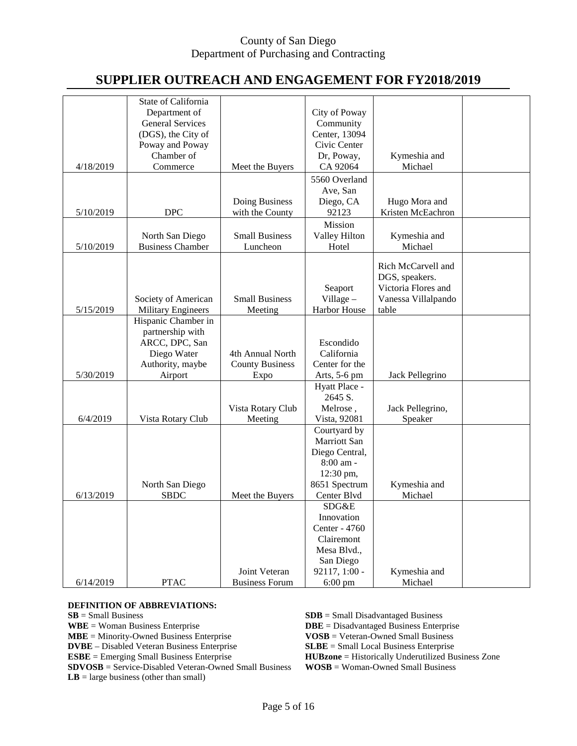County of San Diego
Department of Purchasing and Contracting

# SUPPLIER OUTREACH AND ENGAGEMENT FOR FY2018/2019

| | | | | | |
|---|---|---|---|---|---|
| 4/18/2019 | State of California Department of General Services (DGS), the City of Poway and Poway Chamber of Commerce | Meet the Buyers | City of Poway Community Center, 13094 Civic Center Dr, Poway, CA 92064 | Kymeshia and Michael | |
| 5/10/2019 | DPC | Doing Business with the County | 5560 Overland Ave, San Diego, CA 92123 | Hugo Mora and Kristen McEachron | |
| 5/10/2019 | North San Diego Business Chamber | Small Business Luncheon | Mission Valley Hilton Hotel | Kymeshia and Michael | |
| 5/15/2019 | Society of American Military Engineers | Small Business Meeting | Seaport Village – Harbor House | Rich McCarvell and DGS, speakers. Victoria Flores and Vanessa Villalpando table | |
| 5/30/2019 | Hispanic Chamber in partnership with ARCC, DPC, San Diego Water Authority, maybe Airport | 4th Annual North County Business Expo | Escondido California Center for the Arts, 5-6 pm | Jack Pellegrino | |
| 6/4/2019 | Vista Rotary Club | Vista Rotary Club Meeting | Hyatt Place - 2645 S. Melrose , Vista, 92081 | Jack Pellegrino, Speaker | |
| 6/13/2019 | North San Diego SBDC | Meet the Buyers | Courtyard by Marriott San Diego Central, 8:00 am - 12:30 pm, 8651 Spectrum Center Blvd | Kymeshia and Michael | |
| 6/14/2019 | PTAC | Joint Veteran Business Forum | SDG&E Innovation Center - 4760 Clairemont Mesa Blvd., San Diego 92117, 1:00 - 6:00 pm | Kymeshia and Michael | |

**DEFINITION OF ABBREVIATIONS:**

**SB** = Small Business
**WBE** = Woman Business Enterprise
**MBE** = Minority-Owned Business Enterprise
**DVBE** – Disabled Veteran Business Enterprise
**ESBE** = Emerging Small Business Enterprise
**SDVOSB** = Service-Disabled Veteran-Owned Small Business
**LB** = large business (other than small)
**SDB** = Small Disadvantaged Business
**DBE** = Disadvantaged Business Enterprise
**VOSB** = Veteran-Owned Small Business
**SLBE** = Small Local Business Enterprise
**HUBzone** = Historically Underutilized Business Zone
**WOSB** = Woman-Owned Small Business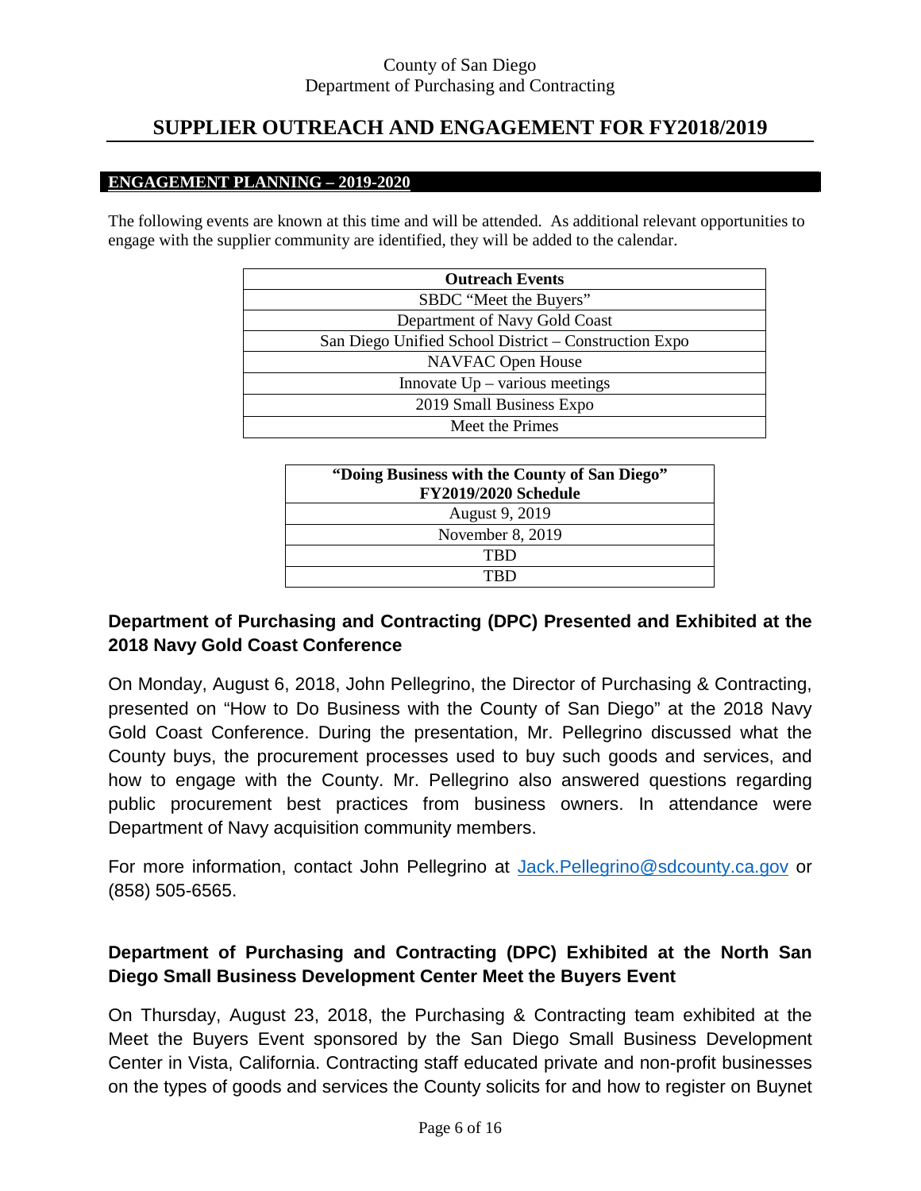County of San Diego
Department of Purchasing and Contracting

# SUPPLIER OUTREACH AND ENGAGEMENT FOR FY2018/2019

## ENGAGEMENT PLANNING – 2019-2020

The following events are known at this time and will be attended. As additional relevant opportunities to engage with the supplier community are identified, they will be added to the calendar.

| Outreach Events |
|---|
| SBDC "Meet the Buyers" |
| Department of Navy Gold Coast |
| San Diego Unified School District – Construction Expo |
| NAVFAC Open House |
| Innovate Up – various meetings |
| 2019 Small Business Expo |
| Meet the Primes |

| "Doing Business with the County of San Diego" FY2019/2020 Schedule |
|---|
| August 9, 2019 |
| November 8, 2019 |
| TBD |
| TBD |

### Department of Purchasing and Contracting (DPC) Presented and Exhibited at the 2018 Navy Gold Coast Conference

On Monday, August 6, 2018, John Pellegrino, the Director of Purchasing & Contracting, presented on "How to Do Business with the County of San Diego" at the 2018 Navy Gold Coast Conference. During the presentation, Mr. Pellegrino discussed what the County buys, the procurement processes used to buy such goods and services, and how to engage with the County. Mr. Pellegrino also answered questions regarding public procurement best practices from business owners. In attendance were Department of Navy acquisition community members.

For more information, contact John Pellegrino at Jack.Pellegrino@sdcounty.ca.gov or (858) 505-6565.

### Department of Purchasing and Contracting (DPC) Exhibited at the North San Diego Small Business Development Center Meet the Buyers Event

On Thursday, August 23, 2018, the Purchasing & Contracting team exhibited at the Meet the Buyers Event sponsored by the San Diego Small Business Development Center in Vista, California. Contracting staff educated private and non-profit businesses on the types of goods and services the County solicits for and how to register on Buynet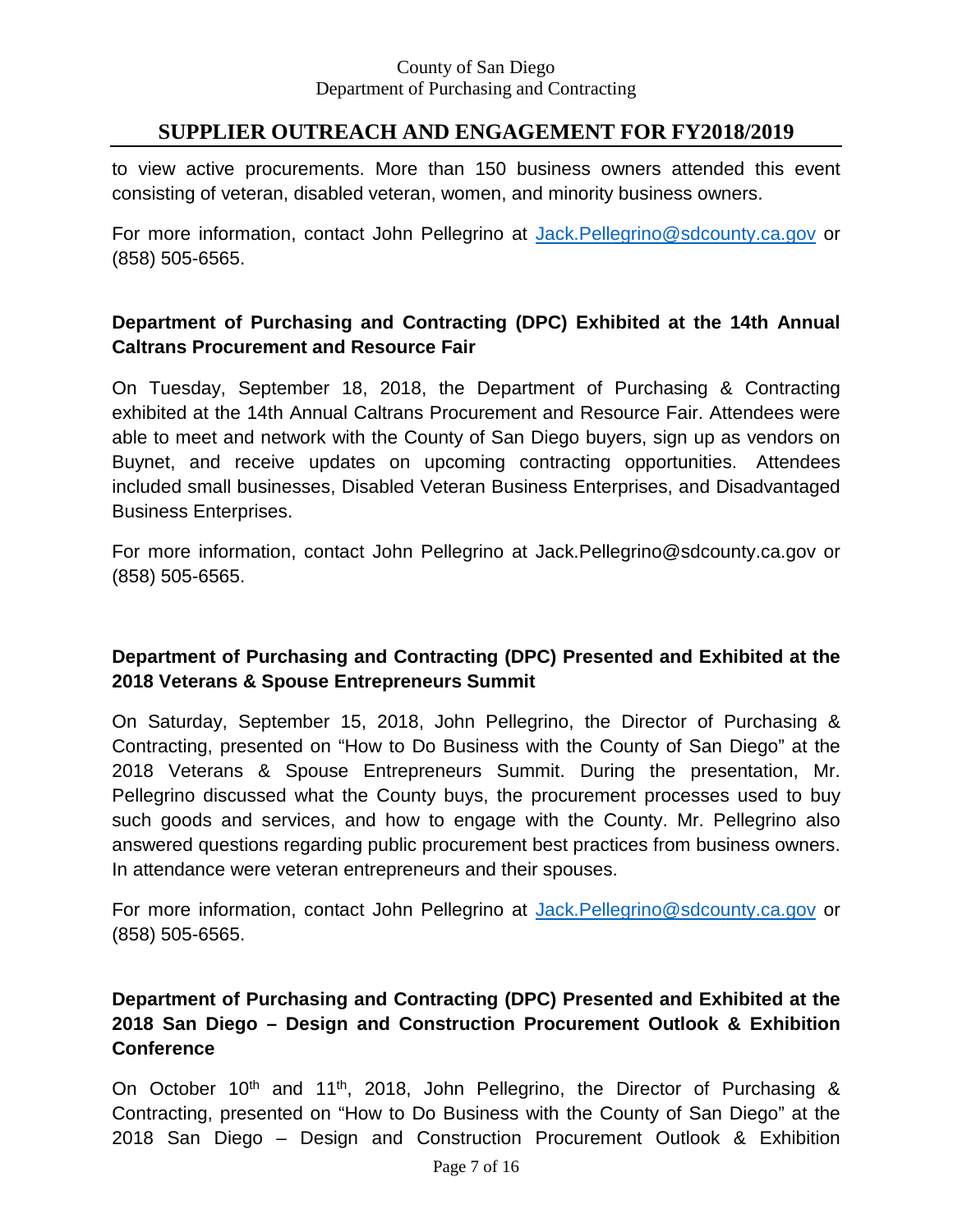to view active procurements. More than 150 business owners attended this event consisting of veteran, disabled veteran, women, and minority business owners.

For more information, contact John Pellegrino at Jack.Pellegrino@sdcounty.ca.gov or (858) 505-6565.

**Department of Purchasing and Contracting (DPC) Exhibited at the 14th Annual Caltrans Procurement and Resource Fair**

On Tuesday, September 18, 2018, the Department of Purchasing & Contracting exhibited at the 14th Annual Caltrans Procurement and Resource Fair. Attendees were able to meet and network with the County of San Diego buyers, sign up as vendors on Buynet, and receive updates on upcoming contracting opportunities. Attendees included small businesses, Disabled Veteran Business Enterprises, and Disadvantaged Business Enterprises.

For more information, contact John Pellegrino at Jack.Pellegrino@sdcounty.ca.gov or (858) 505-6565.

**Department of Purchasing and Contracting (DPC) Presented and Exhibited at the 2018 Veterans & Spouse Entrepreneurs Summit**

On Saturday, September 15, 2018, John Pellegrino, the Director of Purchasing & Contracting, presented on "How to Do Business with the County of San Diego" at the 2018 Veterans & Spouse Entrepreneurs Summit. During the presentation, Mr. Pellegrino discussed what the County buys, the procurement processes used to buy such goods and services, and how to engage with the County. Mr. Pellegrino also answered questions regarding public procurement best practices from business owners. In attendance were veteran entrepreneurs and their spouses.

For more information, contact John Pellegrino at Jack.Pellegrino@sdcounty.ca.gov or (858) 505-6565.

**Department of Purchasing and Contracting (DPC) Presented and Exhibited at the 2018 San Diego – Design and Construction Procurement Outlook & Exhibition Conference**

On October 10th and 11th, 2018, John Pellegrino, the Director of Purchasing & Contracting, presented on "How to Do Business with the County of San Diego" at the 2018 San Diego – Design and Construction Procurement Outlook & Exhibition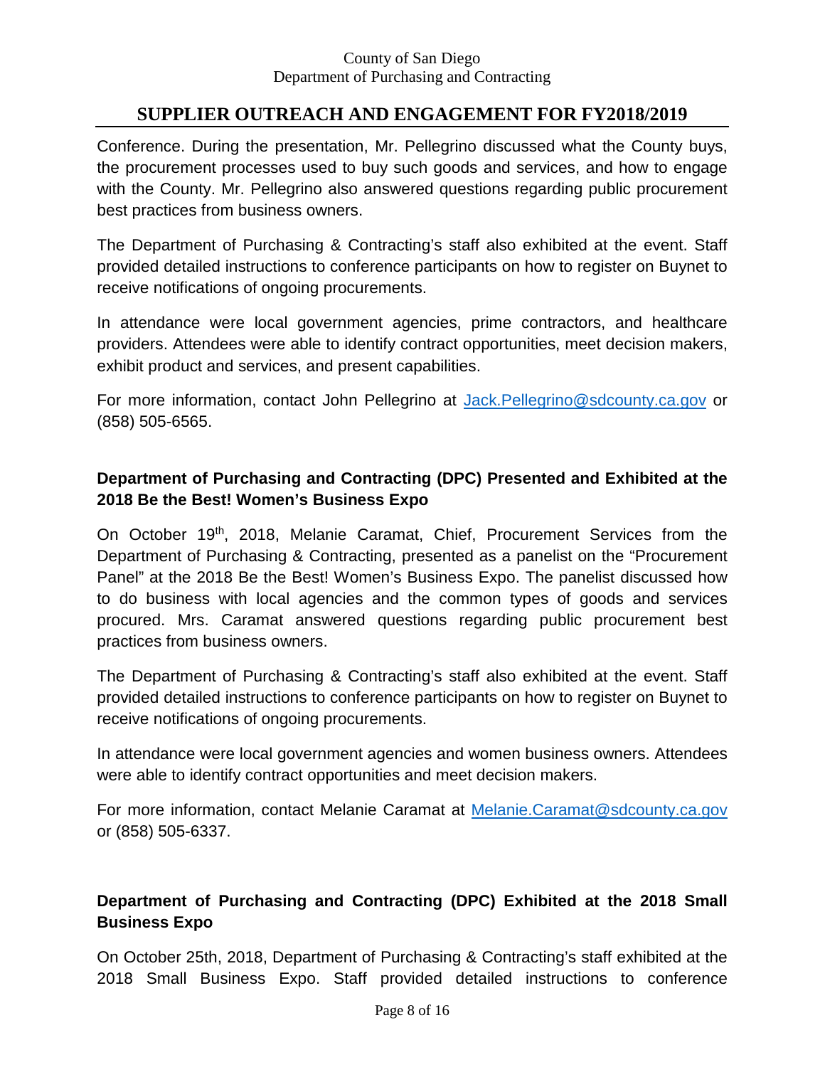Conference. During the presentation, Mr. Pellegrino discussed what the County buys, the procurement processes used to buy such goods and services, and how to engage with the County. Mr. Pellegrino also answered questions regarding public procurement best practices from business owners.

The Department of Purchasing & Contracting's staff also exhibited at the event. Staff provided detailed instructions to conference participants on how to register on Buynet to receive notifications of ongoing procurements.

In attendance were local government agencies, prime contractors, and healthcare providers. Attendees were able to identify contract opportunities, meet decision makers, exhibit product and services, and present capabilities.

For more information, contact John Pellegrino at Jack.Pellegrino@sdcounty.ca.gov or (858) 505-6565.

### Department of Purchasing and Contracting (DPC) Presented and Exhibited at the 2018 Be the Best! Women's Business Expo

On October 19th, 2018, Melanie Caramat, Chief, Procurement Services from the Department of Purchasing & Contracting, presented as a panelist on the "Procurement Panel" at the 2018 Be the Best! Women's Business Expo. The panelist discussed how to do business with local agencies and the common types of goods and services procured. Mrs. Caramat answered questions regarding public procurement best practices from business owners.

The Department of Purchasing & Contracting's staff also exhibited at the event. Staff provided detailed instructions to conference participants on how to register on Buynet to receive notifications of ongoing procurements.

In attendance were local government agencies and women business owners. Attendees were able to identify contract opportunities and meet decision makers.

For more information, contact Melanie Caramat at Melanie.Caramat@sdcounty.ca.gov or (858) 505-6337.

### Department of Purchasing and Contracting (DPC) Exhibited at the 2018 Small Business Expo

On October 25th, 2018, Department of Purchasing & Contracting's staff exhibited at the 2018 Small Business Expo. Staff provided detailed instructions to conference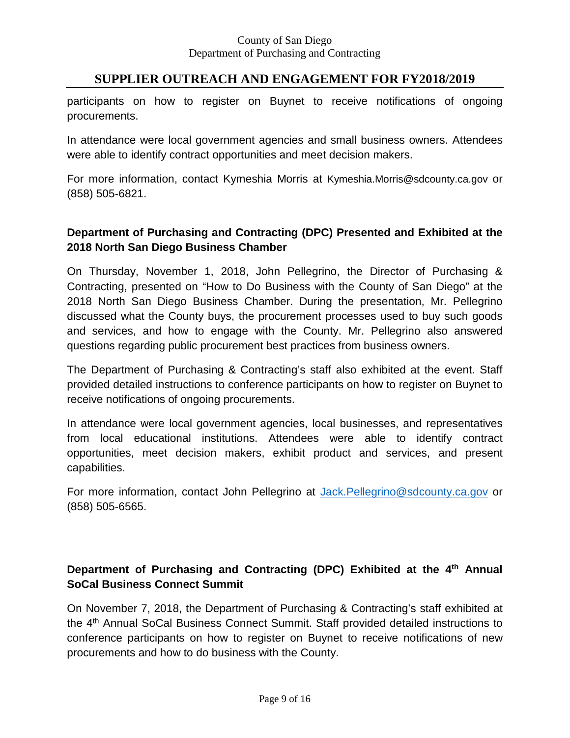participants on how to register on Buynet to receive notifications of ongoing procurements.

In attendance were local government agencies and small business owners. Attendees were able to identify contract opportunities and meet decision makers.

For more information, contact Kymeshia Morris at Kymeshia.Morris@sdcounty.ca.gov or (858) 505-6821.

**Department of Purchasing and Contracting (DPC) Presented and Exhibited at the 2018 North San Diego Business Chamber**

On Thursday, November 1, 2018, John Pellegrino, the Director of Purchasing & Contracting, presented on "How to Do Business with the County of San Diego" at the 2018 North San Diego Business Chamber. During the presentation, Mr. Pellegrino discussed what the County buys, the procurement processes used to buy such goods and services, and how to engage with the County. Mr. Pellegrino also answered questions regarding public procurement best practices from business owners.

The Department of Purchasing & Contracting's staff also exhibited at the event. Staff provided detailed instructions to conference participants on how to register on Buynet to receive notifications of ongoing procurements.

In attendance were local government agencies, local businesses, and representatives from local educational institutions. Attendees were able to identify contract opportunities, meet decision makers, exhibit product and services, and present capabilities.

For more information, contact John Pellegrino at Jack.Pellegrino@sdcounty.ca.gov or (858) 505-6565.

**Department of Purchasing and Contracting (DPC) Exhibited at the 4th Annual SoCal Business Connect Summit**

On November 7, 2018, the Department of Purchasing & Contracting's staff exhibited at the 4th Annual SoCal Business Connect Summit. Staff provided detailed instructions to conference participants on how to register on Buynet to receive notifications of new procurements and how to do business with the County.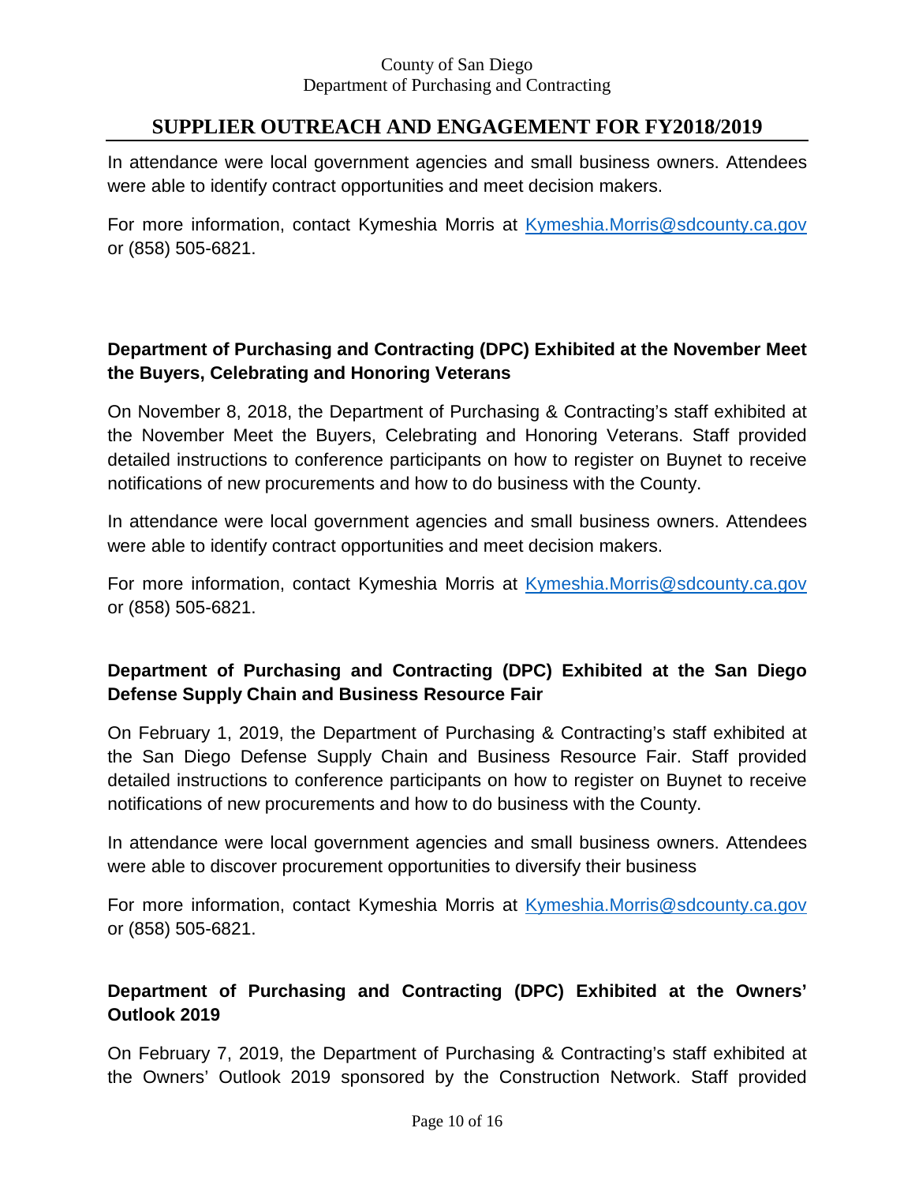In attendance were local government agencies and small business owners. Attendees were able to identify contract opportunities and meet decision makers.

For more information, contact Kymeshia Morris at Kymeshia.Morris@sdcounty.ca.gov or (858) 505-6821.

### Department of Purchasing and Contracting (DPC) Exhibited at the November Meet the Buyers, Celebrating and Honoring Veterans

On November 8, 2018, the Department of Purchasing & Contracting's staff exhibited at the November Meet the Buyers, Celebrating and Honoring Veterans. Staff provided detailed instructions to conference participants on how to register on Buynet to receive notifications of new procurements and how to do business with the County.

In attendance were local government agencies and small business owners. Attendees were able to identify contract opportunities and meet decision makers.

For more information, contact Kymeshia Morris at Kymeshia.Morris@sdcounty.ca.gov or (858) 505-6821.

### Department of Purchasing and Contracting (DPC) Exhibited at the San Diego Defense Supply Chain and Business Resource Fair

On February 1, 2019, the Department of Purchasing & Contracting's staff exhibited at the San Diego Defense Supply Chain and Business Resource Fair. Staff provided detailed instructions to conference participants on how to register on Buynet to receive notifications of new procurements and how to do business with the County.

In attendance were local government agencies and small business owners. Attendees were able to discover procurement opportunities to diversify their business

For more information, contact Kymeshia Morris at Kymeshia.Morris@sdcounty.ca.gov or (858) 505-6821.

### Department of Purchasing and Contracting (DPC) Exhibited at the Owners' Outlook 2019

On February 7, 2019, the Department of Purchasing & Contracting's staff exhibited at the Owners' Outlook 2019 sponsored by the Construction Network. Staff provided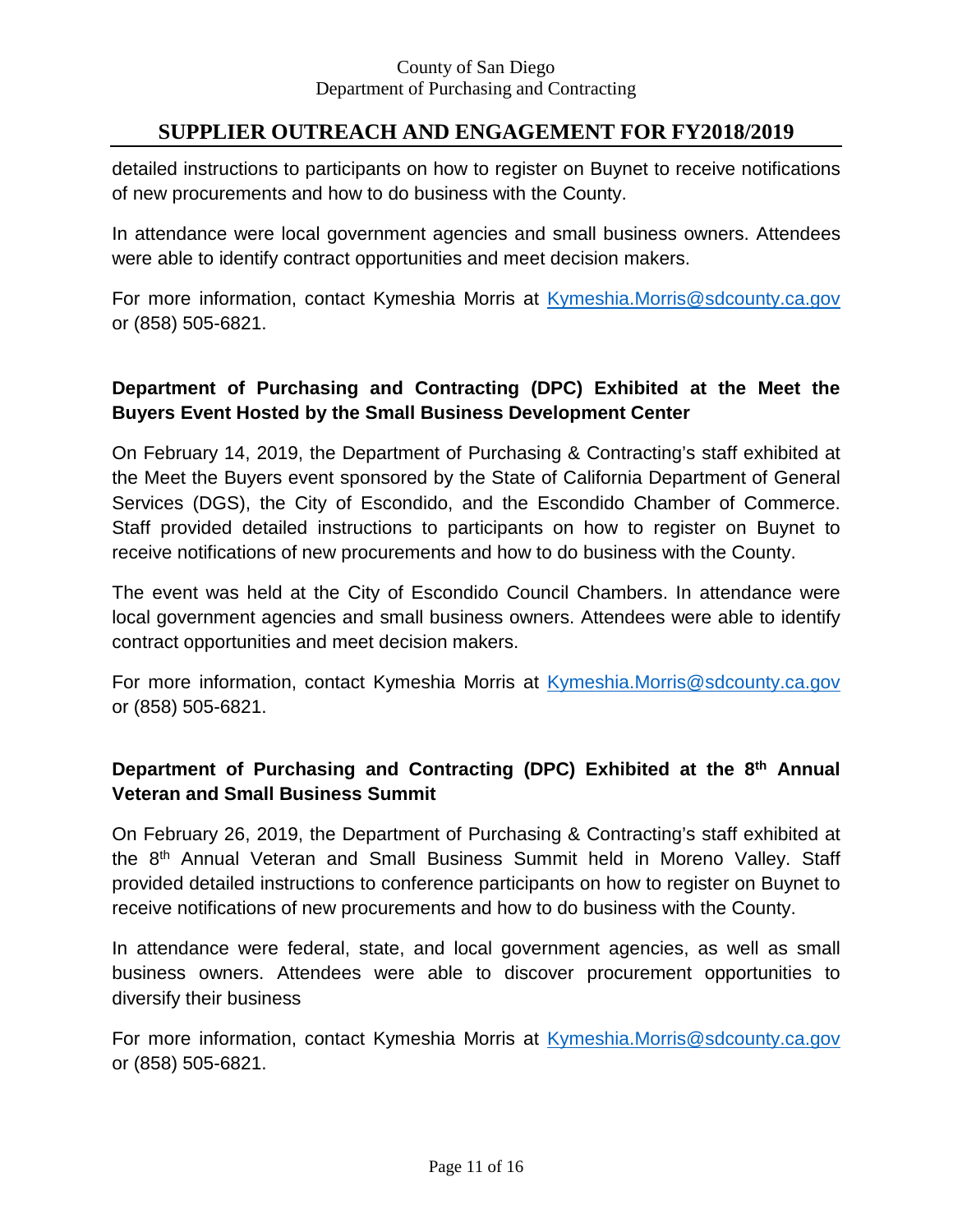detailed instructions to participants on how to register on Buynet to receive notifications of new procurements and how to do business with the County.

In attendance were local government agencies and small business owners. Attendees were able to identify contract opportunities and meet decision makers.

For more information, contact Kymeshia Morris at [Kymeshia.Morris@sdcounty.ca.gov](mailto:Kymeshia.Morris@sdcounty.ca.gov) or (858) 505-6821.

### Department of Purchasing and Contracting (DPC) Exhibited at the Meet the Buyers Event Hosted by the Small Business Development Center

On February 14, 2019, the Department of Purchasing & Contracting's staff exhibited at the Meet the Buyers event sponsored by the State of California Department of General Services (DGS), the City of Escondido, and the Escondido Chamber of Commerce. Staff provided detailed instructions to participants on how to register on Buynet to receive notifications of new procurements and how to do business with the County.

The event was held at the City of Escondido Council Chambers. In attendance were local government agencies and small business owners. Attendees were able to identify contract opportunities and meet decision makers.

For more information, contact Kymeshia Morris at [Kymeshia.Morris@sdcounty.ca.gov](mailto:Kymeshia.Morris@sdcounty.ca.gov) or (858) 505-6821.

### Department of Purchasing and Contracting (DPC) Exhibited at the 8th Annual Veteran and Small Business Summit

On February 26, 2019, the Department of Purchasing & Contracting's staff exhibited at the 8th Annual Veteran and Small Business Summit held in Moreno Valley. Staff provided detailed instructions to conference participants on how to register on Buynet to receive notifications of new procurements and how to do business with the County.

In attendance were federal, state, and local government agencies, as well as small business owners. Attendees were able to discover procurement opportunities to diversify their business

For more information, contact Kymeshia Morris at [Kymeshia.Morris@sdcounty.ca.gov](mailto:Kymeshia.Morris@sdcounty.ca.gov) or (858) 505-6821.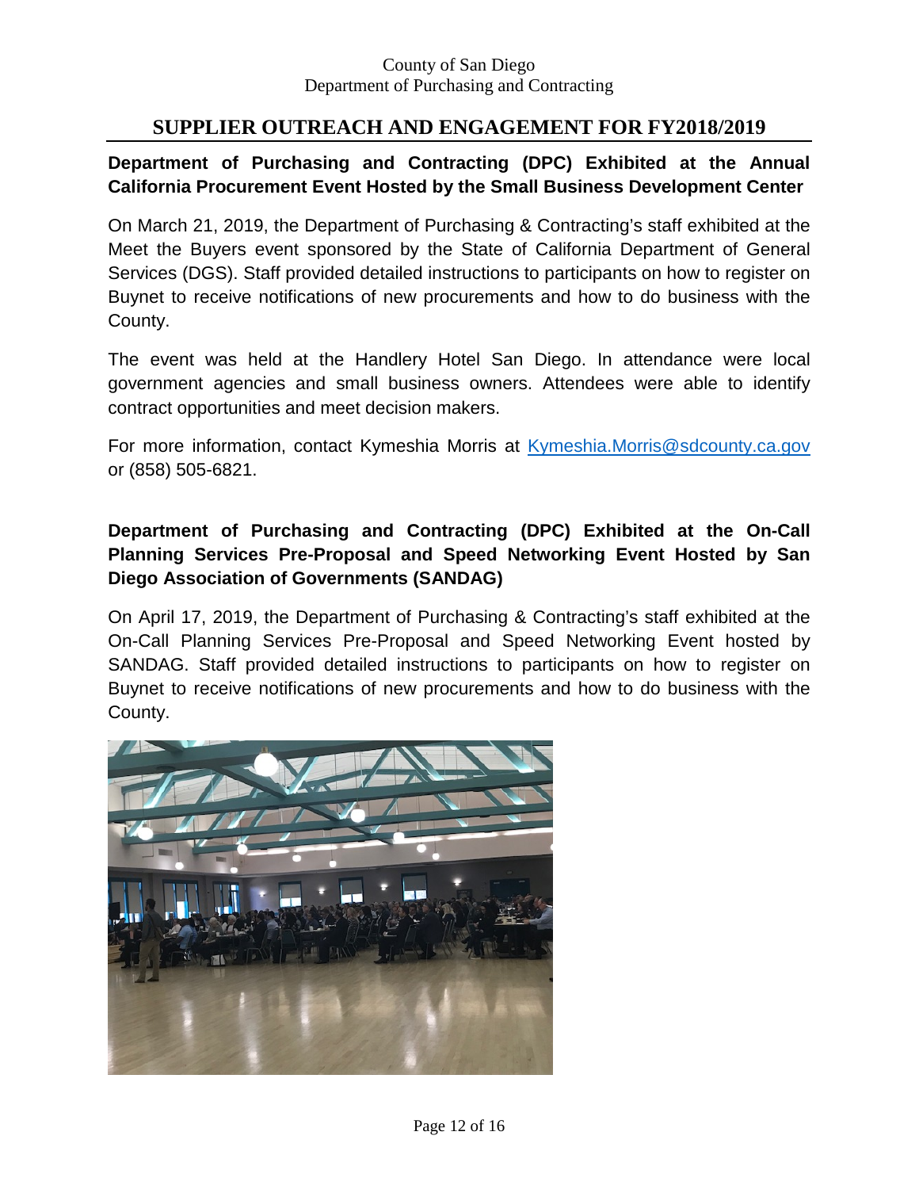County of San Diego
Department of Purchasing and Contracting

# SUPPLIER OUTREACH AND ENGAGEMENT FOR FY2018/2019

**Department of Purchasing and Contracting (DPC) Exhibited at the Annual California Procurement Event Hosted by the Small Business Development Center**

On March 21, 2019, the Department of Purchasing & Contracting's staff exhibited at the Meet the Buyers event sponsored by the State of California Department of General Services (DGS). Staff provided detailed instructions to participants on how to register on Buynet to receive notifications of new procurements and how to do business with the County.

The event was held at the Handlery Hotel San Diego. In attendance were local government agencies and small business owners. Attendees were able to identify contract opportunities and meet decision makers.

For more information, contact Kymeshia Morris at Kymeshia.Morris@sdcounty.ca.gov or (858) 505-6821.

**Department of Purchasing and Contracting (DPC) Exhibited at the On-Call Planning Services Pre-Proposal and Speed Networking Event Hosted by San Diego Association of Governments (SANDAG)**

On April 17, 2019, the Department of Purchasing & Contracting's staff exhibited at the On-Call Planning Services Pre-Proposal and Speed Networking Event hosted by SANDAG. Staff provided detailed instructions to participants on how to register on Buynet to receive notifications of new procurements and how to do business with the County.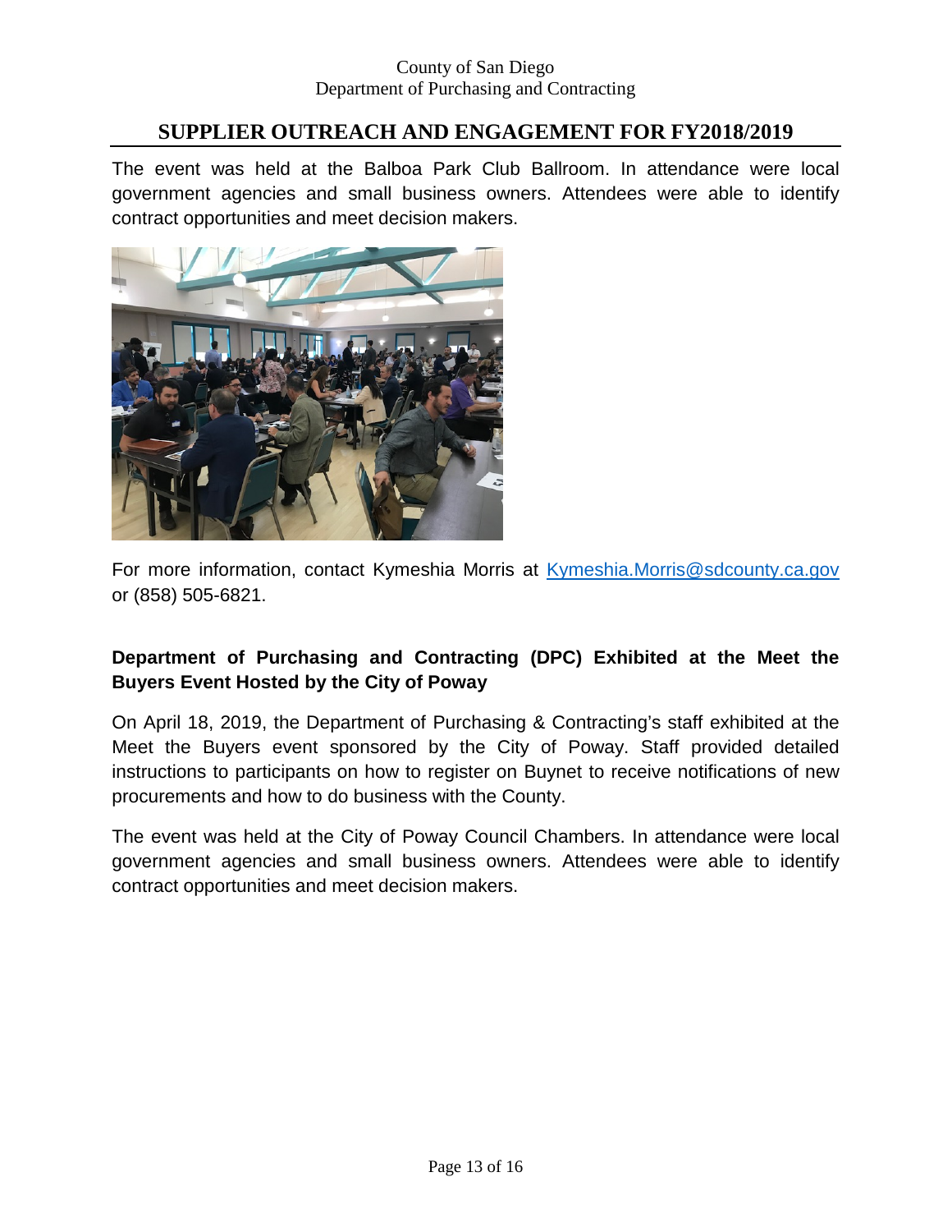## SUPPLIER OUTREACH AND ENGAGEMENT FOR FY2018/2019

The event was held at the Balboa Park Club Ballroom. In attendance were local government agencies and small business owners. Attendees were able to identify contract opportunities and meet decision makers.

For more information, contact Kymeshia Morris at Kymeshia.Morris@sdcounty.ca.gov or (858) 505-6821.

**Department of Purchasing and Contracting (DPC) Exhibited at the Meet the Buyers Event Hosted by the City of Poway**

On April 18, 2019, the Department of Purchasing & Contracting's staff exhibited at the Meet the Buyers event sponsored by the City of Poway. Staff provided detailed instructions to participants on how to register on Buynet to receive notifications of new procurements and how to do business with the County.

The event was held at the City of Poway Council Chambers. In attendance were local government agencies and small business owners. Attendees were able to identify contract opportunities and meet decision makers.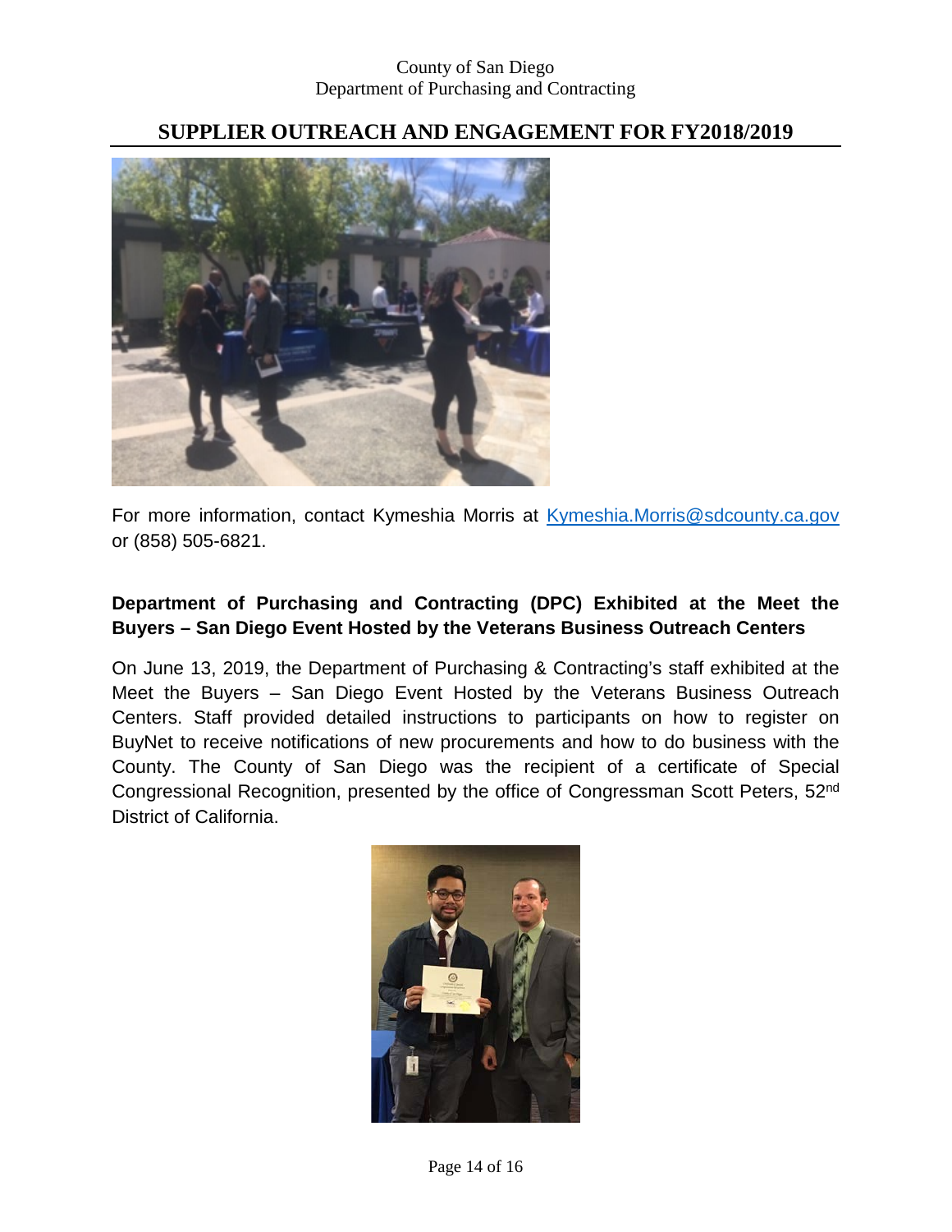## SUPPLIER OUTREACH AND ENGAGEMENT FOR FY2018/2019

For more information, contact Kymeshia Morris at Kymeshia.Morris@sdcounty.ca.gov or (858) 505-6821.

**Department of Purchasing and Contracting (DPC) Exhibited at the Meet the Buyers – San Diego Event Hosted by the Veterans Business Outreach Centers**

On June 13, 2019, the Department of Purchasing & Contracting's staff exhibited at the Meet the Buyers – San Diego Event Hosted by the Veterans Business Outreach Centers. Staff provided detailed instructions to participants on how to register on BuyNet to receive notifications of new procurements and how to do business with the County. The County of San Diego was the recipient of a certificate of Special Congressional Recognition, presented by the office of Congressman Scott Peters, 52nd District of California.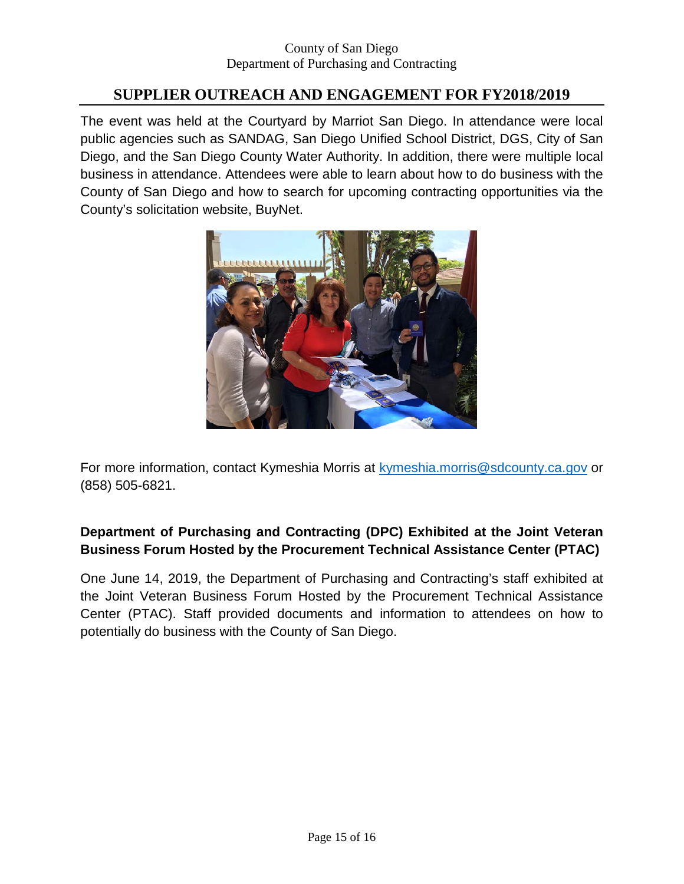The event was held at the Courtyard by Marriot San Diego. In attendance were local public agencies such as SANDAG, San Diego Unified School District, DGS, City of San Diego, and the San Diego County Water Authority. In addition, there were multiple local business in attendance. Attendees were able to learn about how to do business with the County of San Diego and how to search for upcoming contracting opportunities via the County's solicitation website, BuyNet.

For more information, contact Kymeshia Morris at kymeshia.morris@sdcounty.ca.gov or (858) 505-6821.

### Department of Purchasing and Contracting (DPC) Exhibited at the Joint Veteran Business Forum Hosted by the Procurement Technical Assistance Center (PTAC)

One June 14, 2019, the Department of Purchasing and Contracting's staff exhibited at the Joint Veteran Business Forum Hosted by the Procurement Technical Assistance Center (PTAC). Staff provided documents and information to attendees on how to potentially do business with the County of San Diego.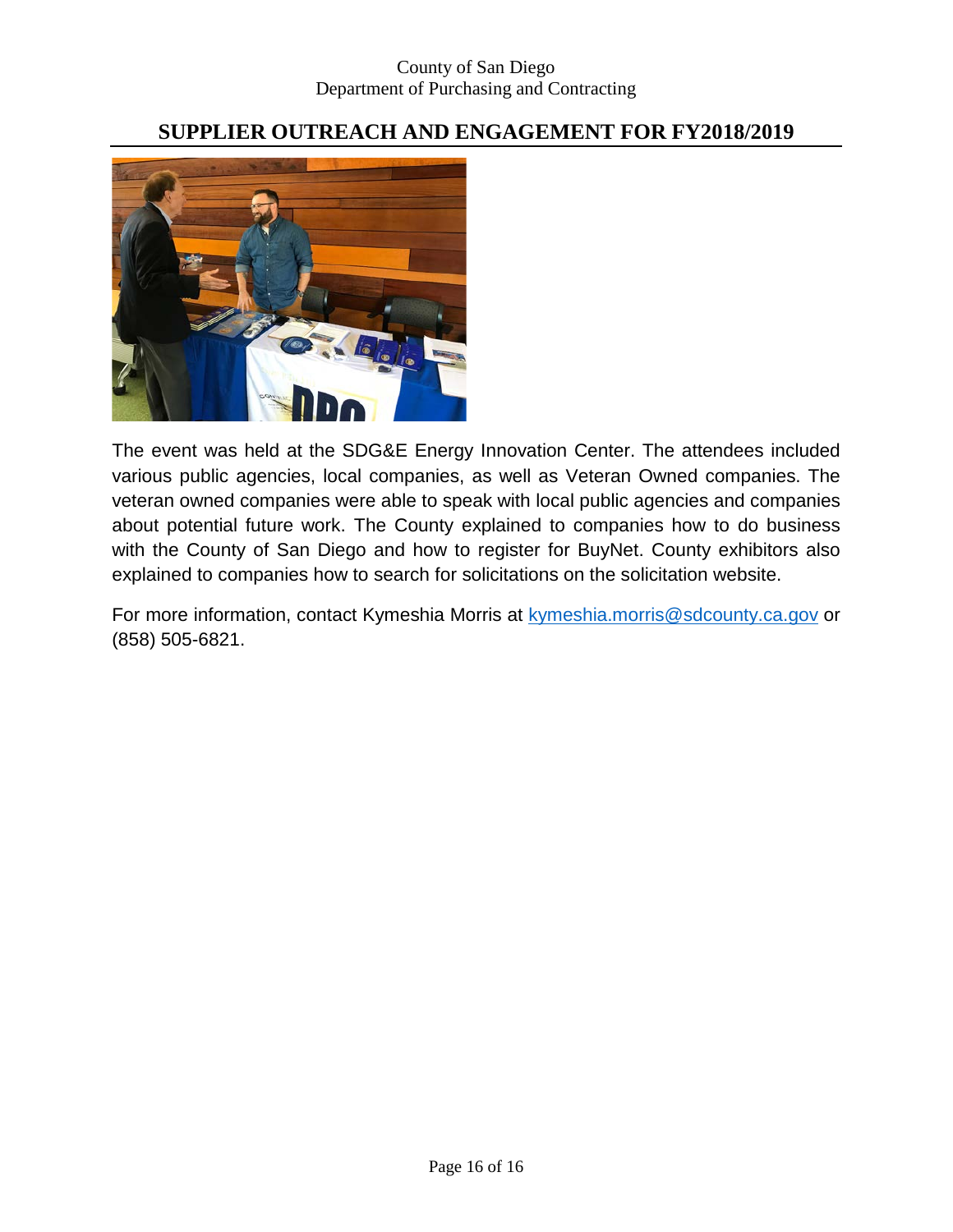County of San Diego
Department of Purchasing and Contracting

## SUPPLIER OUTREACH AND ENGAGEMENT FOR FY2018/2019

The event was held at the SDG&E Energy Innovation Center. The attendees included various public agencies, local companies, as well as Veteran Owned companies. The veteran owned companies were able to speak with local public agencies and companies about potential future work. The County explained to companies how to do business with the County of San Diego and how to register for BuyNet. County exhibitors also explained to companies how to search for solicitations on the solicitation website.

For more information, contact Kymeshia Morris at kymeshia.morris@sdcounty.ca.gov or (858) 505-6821.